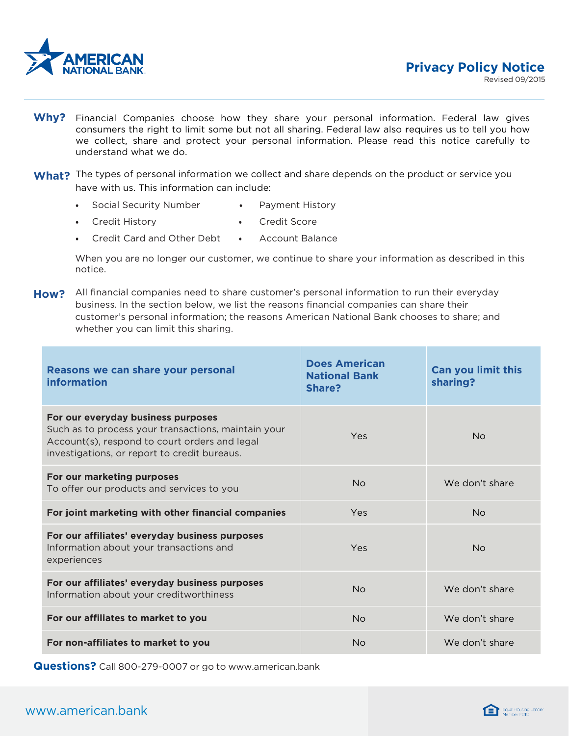AMERICAN NATIONAL BANK

# Privacy Policy Notice

Revised 09/2015

**Why?** Financial Companies choose how they share your personal information. Federal law gives consumers the right to limit some but not all sharing. Federal law also requires us to tell you how we collect, share and protect your personal information. Please read this notice carefully to understand what we do.

**What?** The types of personal information we collect and share depends on the product or service you have with us. This information can include:

- Social Security Number
- Credit History
- Credit Card and Other Debt
- Payment History
- Credit Score
- Account Balance

When you are no longer our customer, we continue to share your information as described in this notice.

**How?** All financial companies need to share customer's personal information to run their everyday business. In the section below, we list the reasons financial companies can share their customer's personal information; the reasons American National Bank chooses to share; and whether you can limit this sharing.

| Reasons we can share your personal information | Does American National Bank Share? | Can you limit this sharing? |
|---|---|---|
| **For our everyday business purposes** Such as to process your transactions, maintain your Account(s), respond to court orders and legal investigations, or report to credit bureaus. | Yes | No |
| **For our marketing purposes** To offer our products and services to you | No | We don't share |
| **For joint marketing with other financial companies** | Yes | No |
| **For our affiliates' everyday business purposes** Information about your transactions and experiences | Yes | No |
| **For our affiliates' everyday business purposes** Information about your creditworthiness | No | We don't share |
| **For our affiliates to market to you** | No | We don't share |
| **For non-affiliates to market to you** | No | We don't share |

**Questions?** Call 800-279-0007 or go to www.american.bank

www.american.bank

Equal Housing Lender
Member FDIC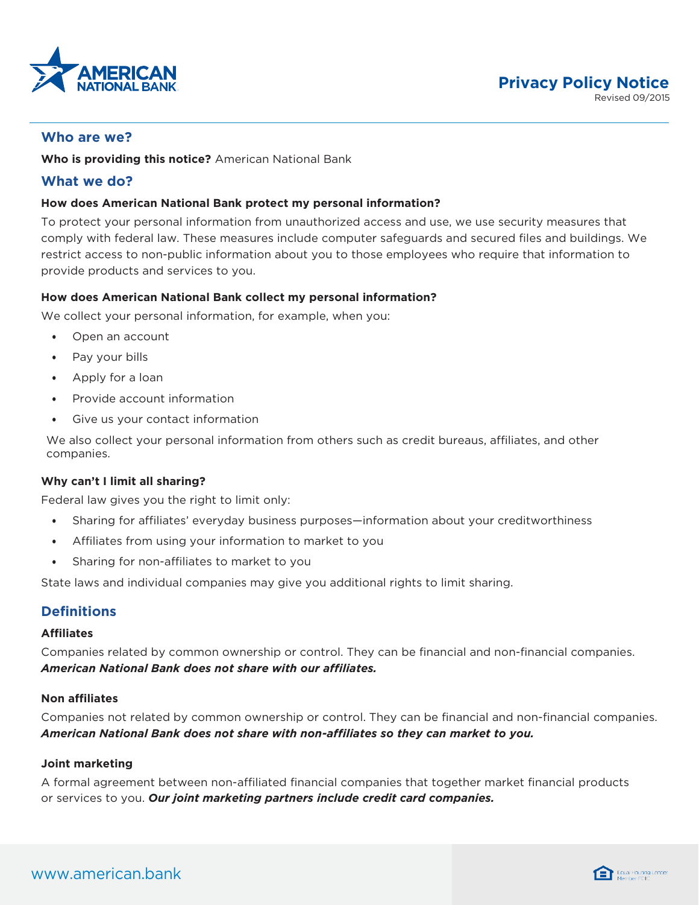# Privacy Policy Notice

Revised 09/2015

## Who are we?

**Who is providing this notice?** American National Bank

## What we do?

**How does American National Bank protect my personal information?**

To protect your personal information from unauthorized access and use, we use security measures that comply with federal law. These measures include computer safeguards and secured files and buildings. We restrict access to non-public information about you to those employees who require that information to provide products and services to you.

**How does American National Bank collect my personal information?**

We collect your personal information, for example, when you:

- Open an account
- Pay your bills
- Apply for a loan
- Provide account information
- Give us your contact information

We also collect your personal information from others such as credit bureaus, affiliates, and other companies.

**Why can't I limit all sharing?**

Federal law gives you the right to limit only:

- Sharing for affiliates' everyday business purposes—information about your creditworthiness
- Affiliates from using your information to market to you
- Sharing for non-affiliates to market to you

State laws and individual companies may give you additional rights to limit sharing.

## Definitions

**Affiliates**

Companies related by common ownership or control. They can be financial and non-financial companies. ***American National Bank does not share with our affiliates.***

**Non affiliates**

Companies not related by common ownership or control. They can be financial and non-financial companies. ***American National Bank does not share with non-affiliates so they can market to you.***

**Joint marketing**

A formal agreement between non-affiliated financial companies that together market financial products or services to you. ***Our joint marketing partners include credit card companies.***

www.american.bank

Equal Housing Lender
Member FDIC